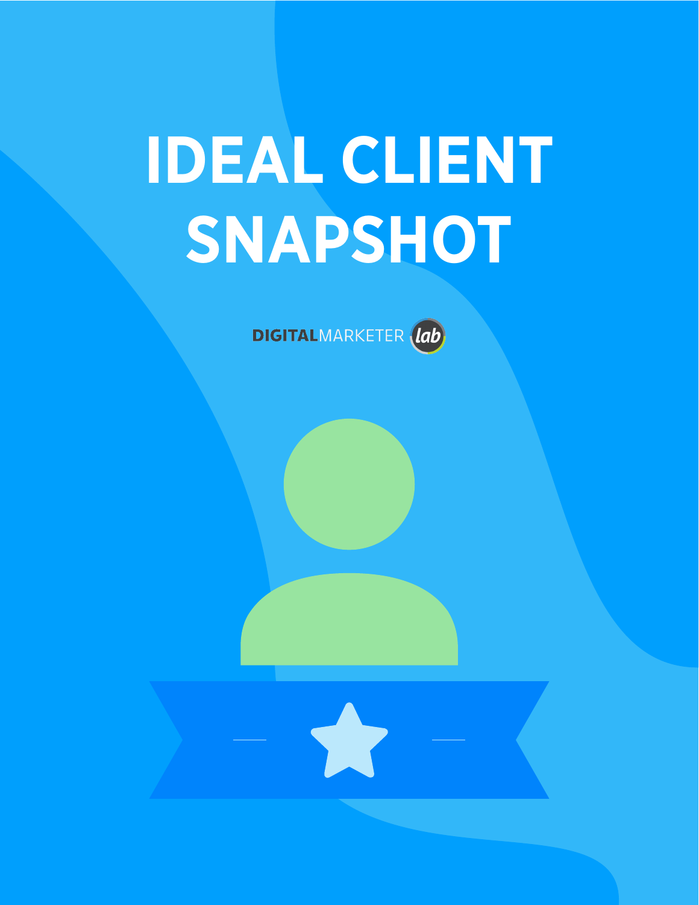# IDEAL CLIENT SNAPSHOT

DIGITALMARKETER lab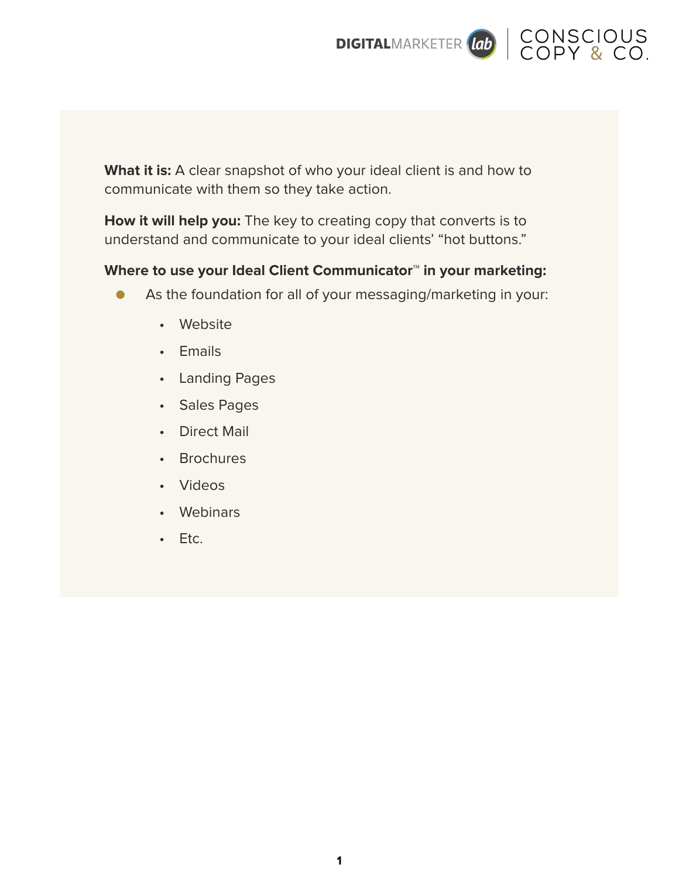**What it is:** A clear snapshot of who your ideal client is and how to communicate with them so they take action.

**How it will help you:** The key to creating copy that converts is to understand and communicate to your ideal clients' "hot buttons."

**Where to use your Ideal Client Communicator™ in your marketing:**

- As the foundation for all of your messaging/marketing in your:
    - Website
    - Emails
    - Landing Pages
    - Sales Pages
    - Direct Mail
    - Brochures
    - Videos
    - Webinars
    - Etc.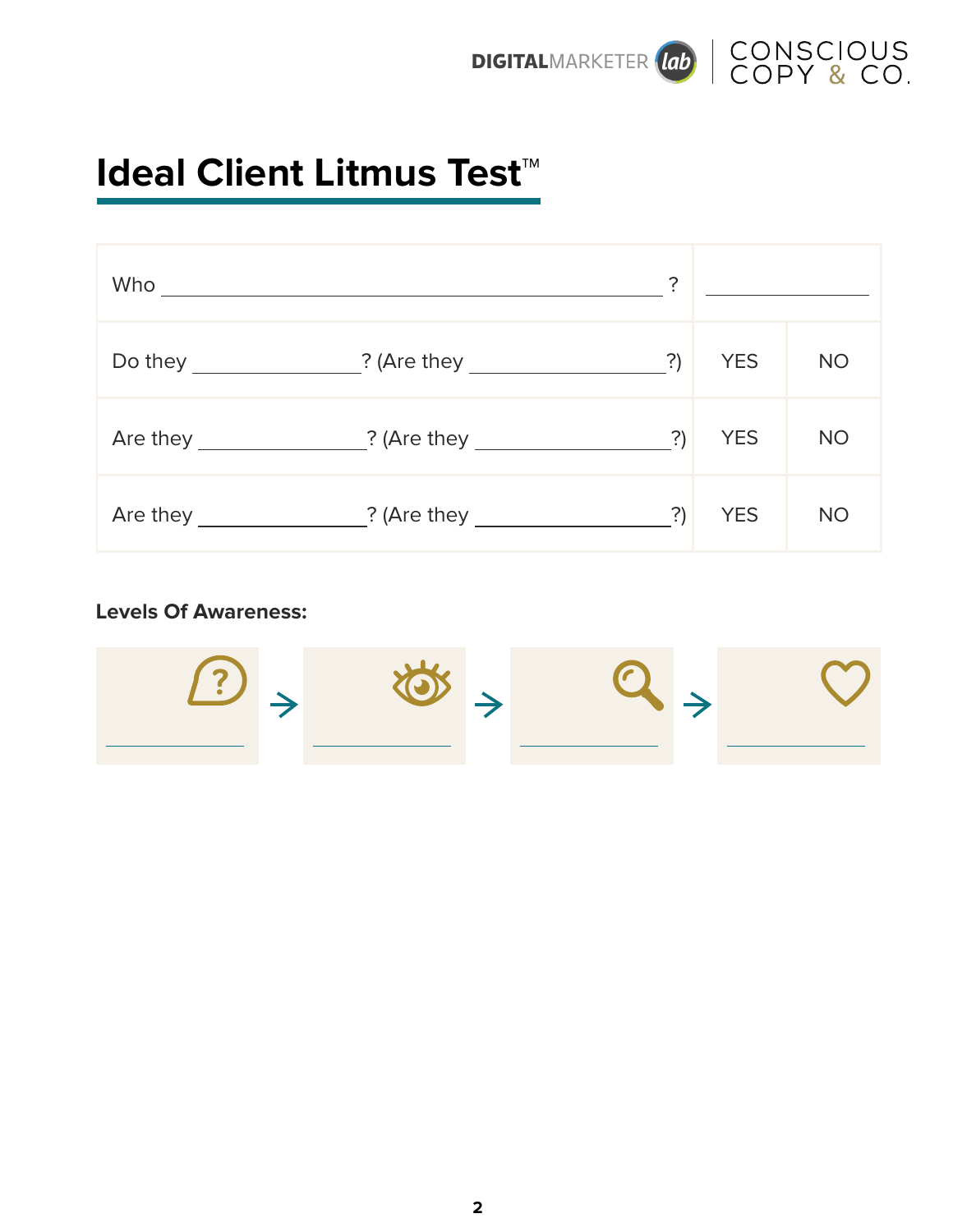# Ideal Client Litmus Test™

| Who ____________________________________________ ? | ______________ | |
|---|---|---|
| Do they ______________? (Are they ________________?) | YES | NO |
| Are they ______________? (Are they ________________?) | YES | NO |
| Are they ______________? (Are they ________________?) | YES | NO |

**Levels Of Awareness:**

____________ → ____________ → ____________ → ____________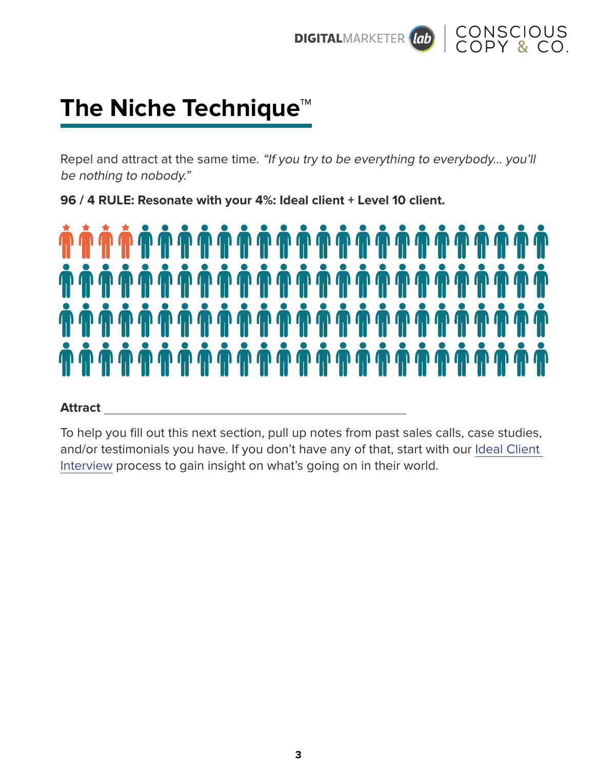# The Niche Technique™

Repel and attract at the same time. *"If you try to be everything to everybody... you'll be nothing to nobody."*

**96 / 4 RULE: Resonate with your 4%: Ideal client + Level 10 client.**

**Attract** ______________________________________________

To help you fill out this next section, pull up notes from past sales calls, case studies, and/or testimonials you have. If you don't have any of that, start with our Ideal Client Interview process to gain insight on what's going on in their world.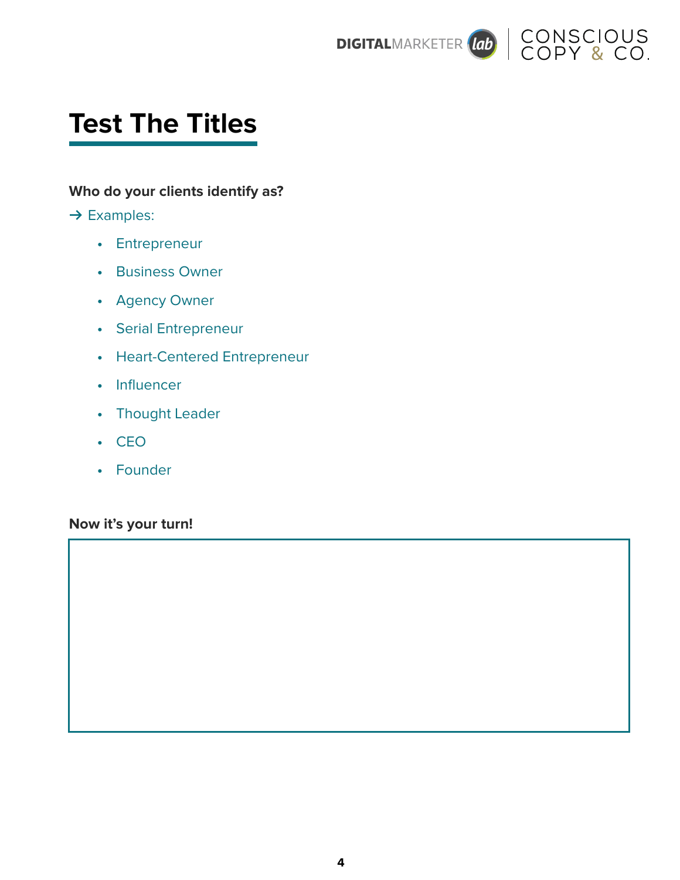# Test The Titles

**Who do your clients identify as?**

→ Examples:

- Entrepreneur
- Business Owner
- Agency Owner
- Serial Entrepreneur
- Heart-Centered Entrepreneur
- Influencer
- Thought Leader
- CEO
- Founder

**Now it's your turn!**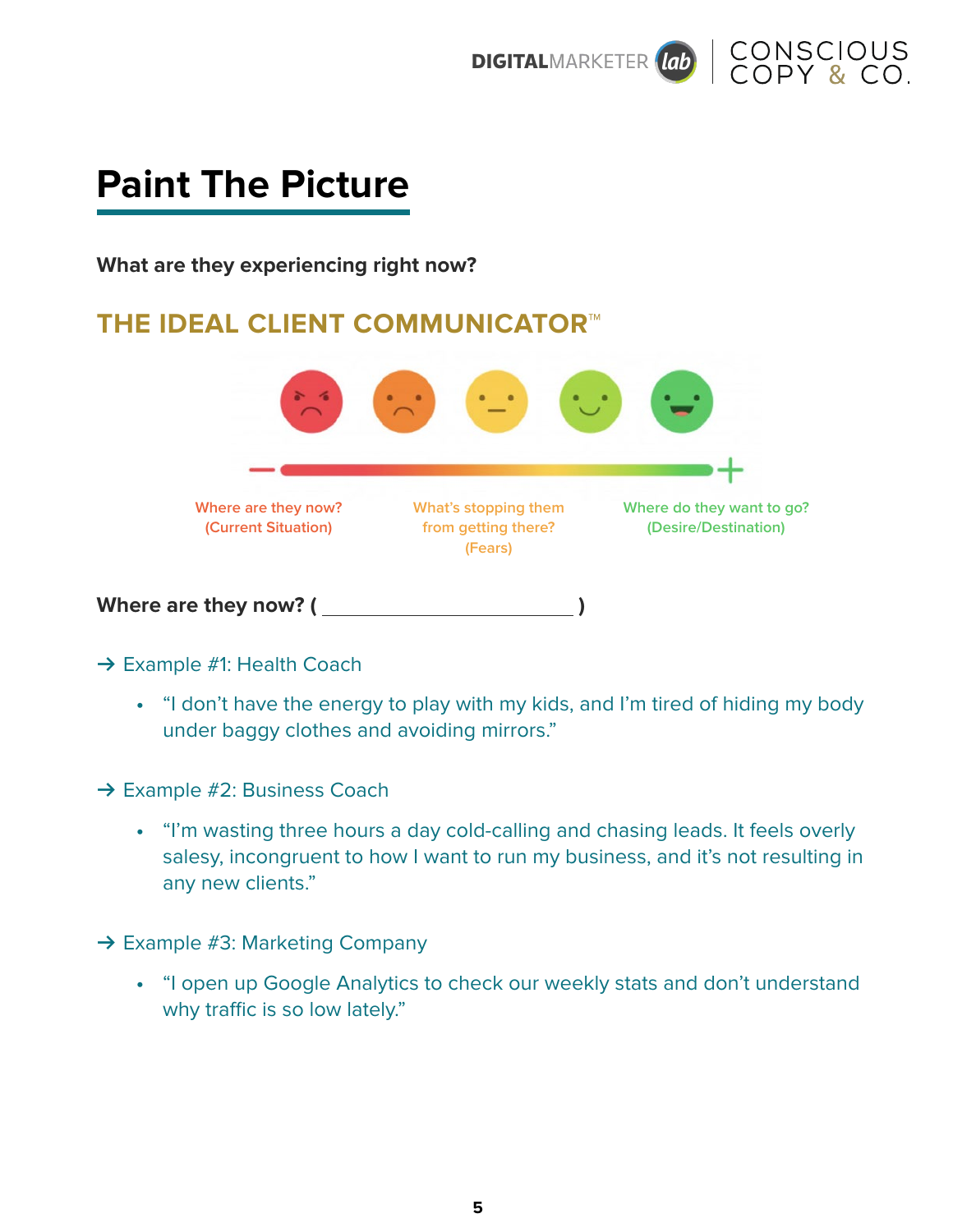# Paint The Picture

**What are they experiencing right now?**

## THE IDEAL CLIENT COMMUNICATOR™

Where are they now?
(Current Situation)

What's stopping them from getting there?
(Fears)

Where do they want to go?
(Desire/Destination)

**Where are they now? ( ________________________ )**

→ Example #1: Health Coach

- "I don't have the energy to play with my kids, and I'm tired of hiding my body under baggy clothes and avoiding mirrors."

→ Example #2: Business Coach

- "I'm wasting three hours a day cold-calling and chasing leads. It feels overly salesy, incongruent to how I want to run my business, and it's not resulting in any new clients."

→ Example #3: Marketing Company

- "I open up Google Analytics to check our weekly stats and don't understand why traffic is so low lately."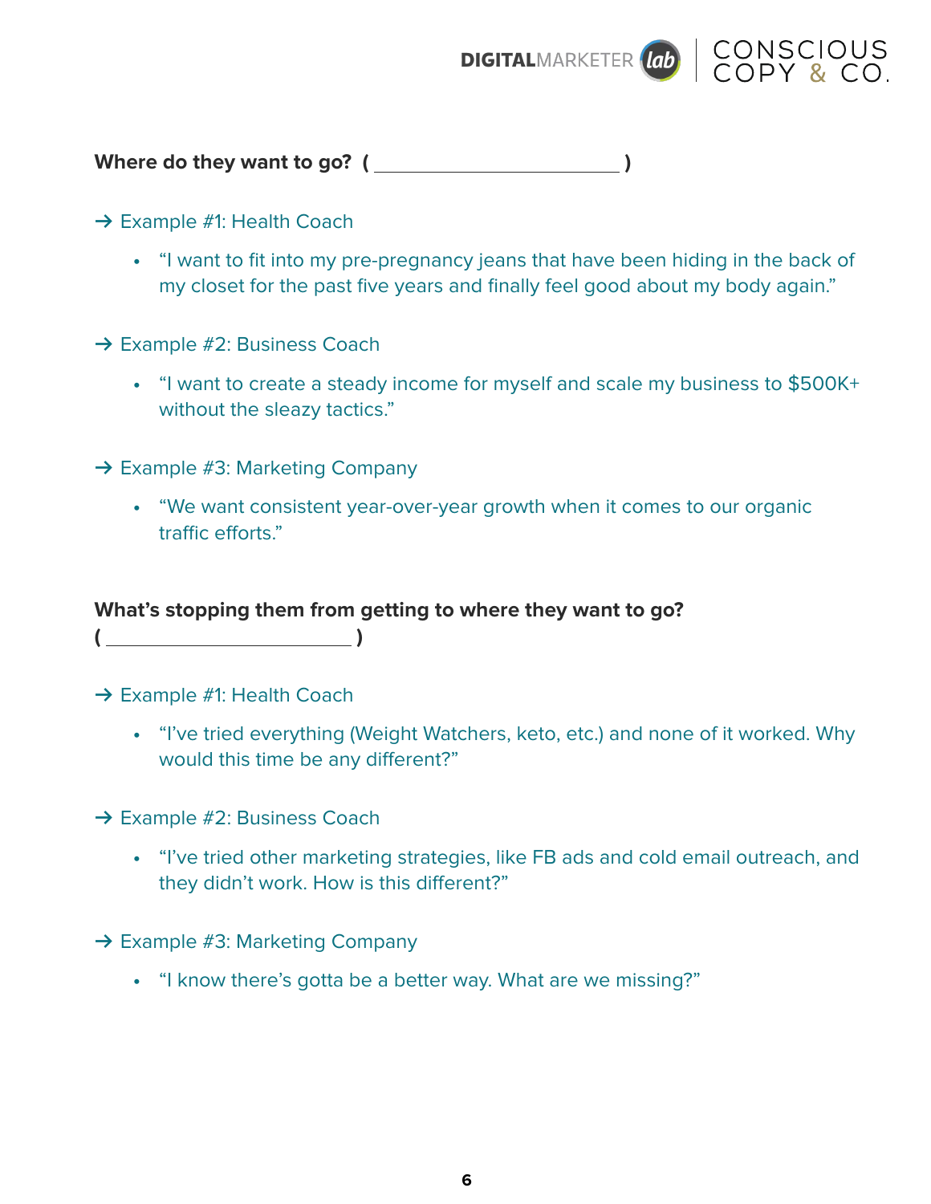**Where do they want to go? ( ______________________ )**

→ Example #1: Health Coach

- "I want to fit into my pre-pregnancy jeans that have been hiding in the back of my closet for the past five years and finally feel good about my body again."

→ Example #2: Business Coach

- "I want to create a steady income for myself and scale my business to $500K+ without the sleazy tactics."

→ Example #3: Marketing Company

- "We want consistent year-over-year growth when it comes to our organic traffic efforts."

**What's stopping them from getting to where they want to go? ( ______________________ )**

→ Example #1: Health Coach

- "I've tried everything (Weight Watchers, keto, etc.) and none of it worked. Why would this time be any different?"

→ Example #2: Business Coach

- "I've tried other marketing strategies, like FB ads and cold email outreach, and they didn't work. How is this different?"

→ Example #3: Marketing Company

- "I know there's gotta be a better way. What are we missing?"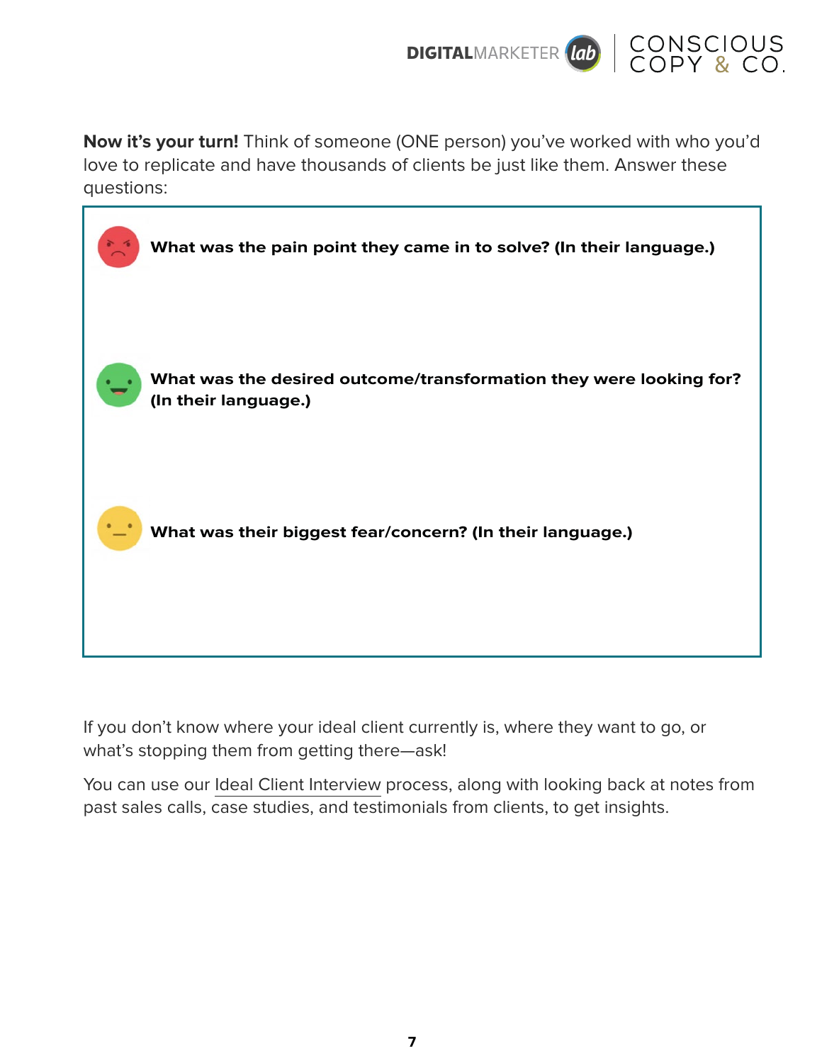**Now it's your turn!** Think of someone (ONE person) you've worked with who you'd love to replicate and have thousands of clients be just like them. Answer these questions:

**What was the pain point they came in to solve? (In their language.)**

**What was the desired outcome/transformation they were looking for? (In their language.)**

**What was their biggest fear/concern? (In their language.)**

If you don't know where your ideal client currently is, where they want to go, or what's stopping them from getting there—ask!

You can use our Ideal Client Interview process, along with looking back at notes from past sales calls, case studies, and testimonials from clients, to get insights.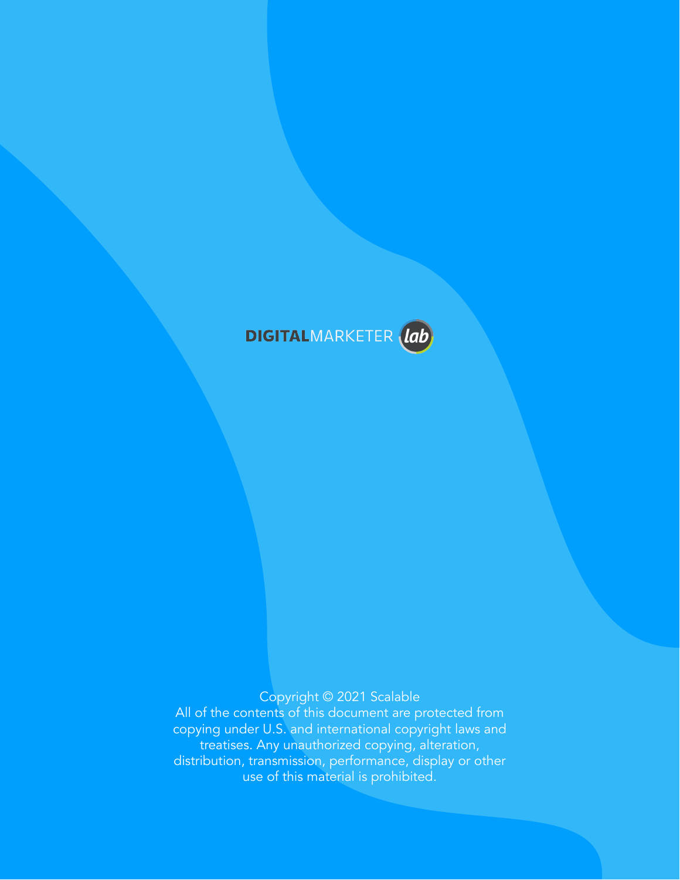DIGITALMARKETER lab

Copyright © 2021 Scalable
All of the contents of this document are protected from copying under U.S. and international copyright laws and treatises. Any unauthorized copying, alteration, distribution, transmission, performance, display or other use of this material is prohibited.